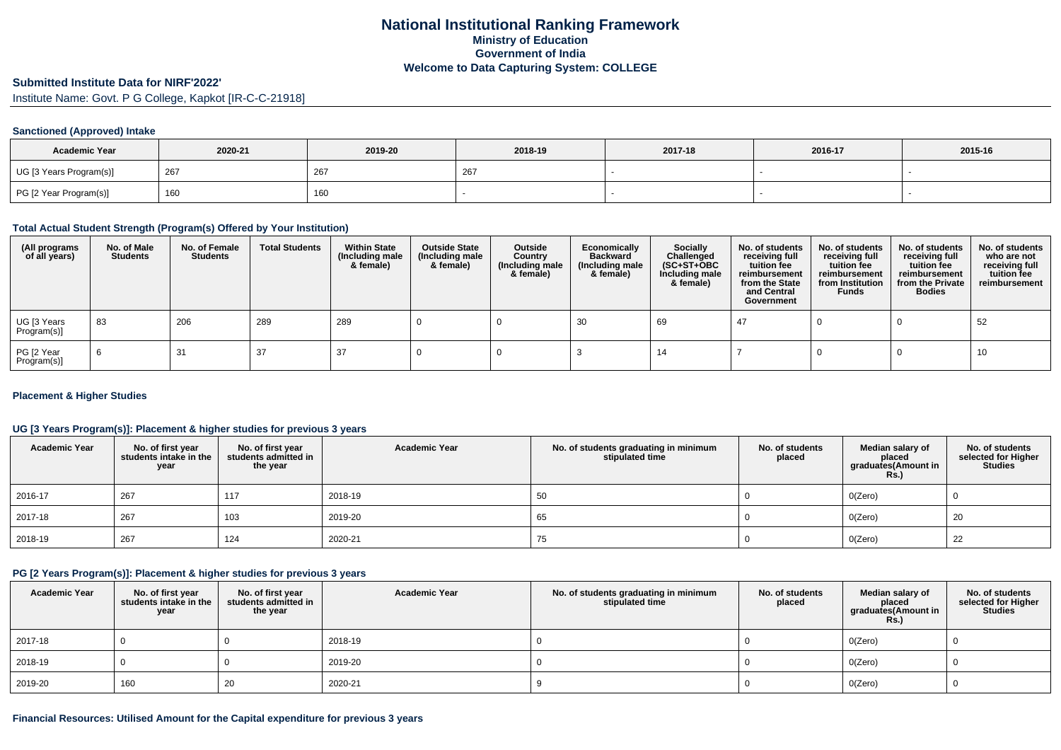# National Institutional Ranking Framework
## Ministry of Education
## Government of India
## Welcome to Data Capturing System: COLLEGE

### Submitted Institute Data for NIRF'2022'

Institute Name: Govt. P G College, Kapkot [IR-C-C-21918]

#### Sanctioned (Approved) Intake

| Academic Year | 2020-21 | 2019-20 | 2018-19 | 2017-18 | 2016-17 | 2015-16 |
|---|---|---|---|---|---|---|
| UG [3 Years Program(s)] | 267 | 267 | 267 | - | - | - |
| PG [2 Year Program(s)] | 160 | 160 | - | - | - | - |

#### Total Actual Student Strength (Program(s) Offered by Your Institution)

| (All programs of all years) | No. of Male Students | No. of Female Students | Total Students | Within State (Including male & female) | Outside State (Including male & female) | Outside Country (Including male & female) | Economically Backward (Including male & female) | Socially Challenged (SC+ST+OBC Including male & female) | No. of students receiving full tuition fee reimbursement from the State and Central Government | No. of students receiving full tuition fee reimbursement from Institution Funds | No. of students receiving full tuition fee reimbursement from the Private Bodies | No. of students who are not receiving full tuition fee reimbursement |
|---|---|---|---|---|---|---|---|---|---|---|---|---|
| UG [3 Years Program(s)] | 83 | 206 | 289 | 289 | 0 | 0 | 30 | 69 | 47 | 0 | 0 | 52 |
| PG [2 Year Program(s)] | 6 | 31 | 37 | 37 | 0 | 0 | 3 | 14 | 7 | 0 | 0 | 10 |

#### Placement & Higher Studies

#### UG [3 Years Program(s)]: Placement & higher studies for previous 3 years

| Academic Year | No. of first year students intake in the year | No. of first year students admitted in the year | Academic Year | No. of students graduating in minimum stipulated time | No. of students placed | Median salary of placed graduates(Amount in Rs.) | No. of students selected for Higher Studies |
|---|---|---|---|---|---|---|---|
| 2016-17 | 267 | 117 | 2018-19 | 50 | 0 | 0(Zero) | 0 |
| 2017-18 | 267 | 103 | 2019-20 | 65 | 0 | 0(Zero) | 20 |
| 2018-19 | 267 | 124 | 2020-21 | 75 | 0 | 0(Zero) | 22 |

#### PG [2 Years Program(s)]: Placement & higher studies for previous 3 years

| Academic Year | No. of first year students intake in the year | No. of first year students admitted in the year | Academic Year | No. of students graduating in minimum stipulated time | No. of students placed | Median salary of placed graduates(Amount in Rs.) | No. of students selected for Higher Studies |
|---|---|---|---|---|---|---|---|
| 2017-18 | 0 | 0 | 2018-19 | 0 | 0 | 0(Zero) | 0 |
| 2018-19 | 0 | 0 | 2019-20 | 0 | 0 | 0(Zero) | 0 |
| 2019-20 | 160 | 20 | 2020-21 | 9 | 0 | 0(Zero) | 0 |

#### Financial Resources: Utilised Amount for the Capital expenditure for previous 3 years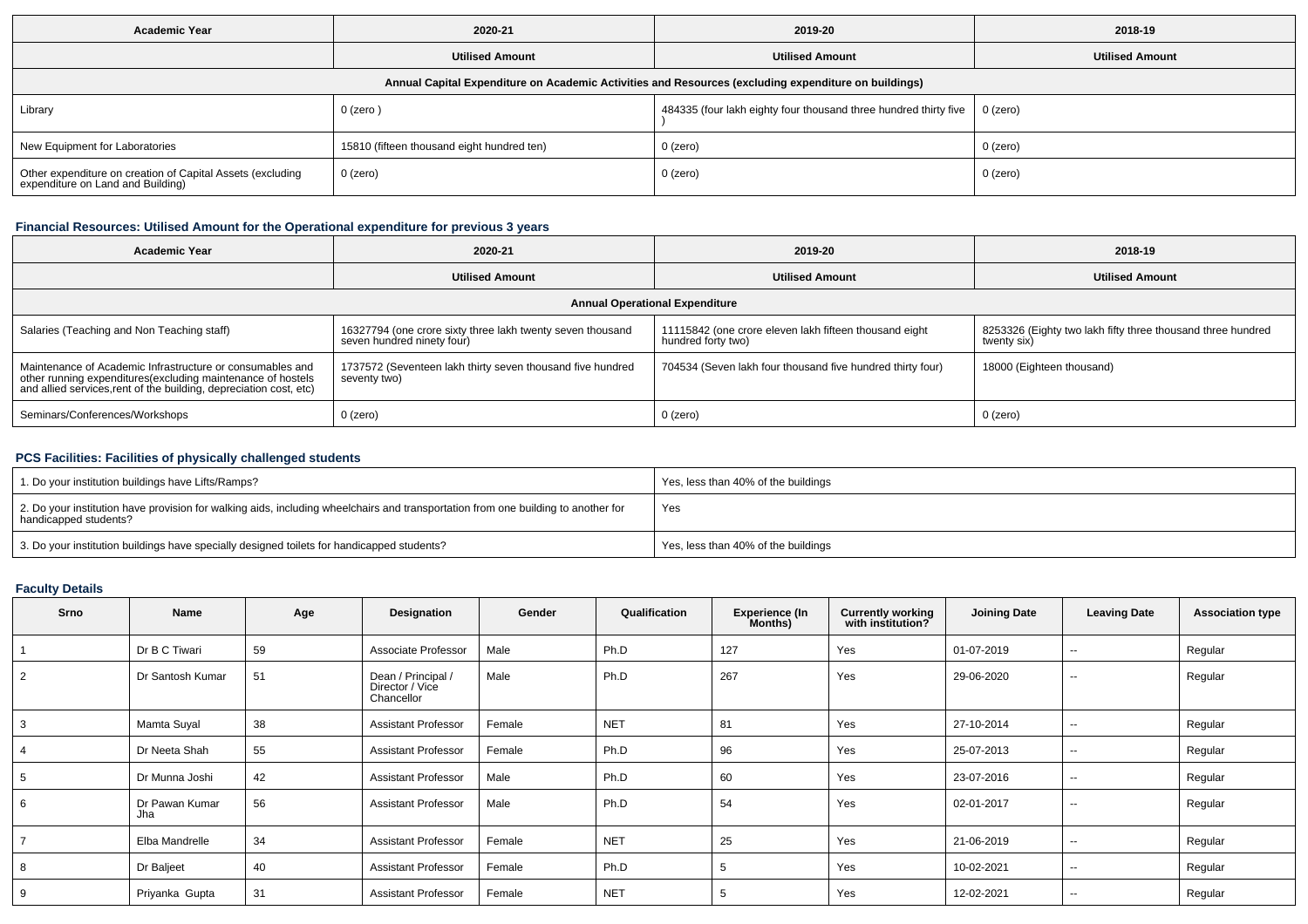| Academic Year | 2020-21 | 2019-20 | 2018-19 |
|---|---|---|---|
| | **Utilised Amount** | **Utilised Amount** | **Utilised Amount** |
| **Annual Capital Expenditure on Academic Activities and Resources (excluding expenditure on buildings)** | | | |
| Library | 0 (zero ) | 484335 (four lakh eighty four thousand three hundred thirty five ) | 0 (zero) |
| New Equipment for Laboratories | 15810 (fifteen thousand eight hundred ten) | 0 (zero) | 0 (zero) |
| Other expenditure on creation of Capital Assets (excluding expenditure on Land and Building) | 0 (zero) | 0 (zero) | 0 (zero) |

### Financial Resources: Utilised Amount for the Operational expenditure for previous 3 years

| Academic Year | 2020-21 | 2019-20 | 2018-19 |
|---|---|---|---|
| | **Utilised Amount** | **Utilised Amount** | **Utilised Amount** |
| **Annual Operational Expenditure** | | | |
| Salaries (Teaching and Non Teaching staff) | 16327794 (one crore sixty three lakh twenty seven thousand seven hundred ninety four) | 11115842 (one crore eleven lakh fifteen thousand eight hundred forty two) | 8253326 (Eighty two lakh fifty three thousand three hundred twenty six) |
| Maintenance of Academic Infrastructure or consumables and other running expenditures(excluding maintenance of hostels and allied services,rent of the building, depreciation cost, etc) | 1737572 (Seventeen lakh thirty seven thousand five hundred seventy two) | 704534 (Seven lakh four thousand five hundred thirty four) | 18000 (Eighteen thousand) |
| Seminars/Conferences/Workshops | 0 (zero) | 0 (zero) | 0 (zero) |

### PCS Facilities: Facilities of physically challenged students

| | |
|---|---|
| 1. Do your institution buildings have Lifts/Ramps? | Yes, less than 40% of the buildings |
| 2. Do your institution have provision for walking aids, including wheelchairs and transportation from one building to another for handicapped students? | Yes |
| 3. Do your institution buildings have specially designed toilets for handicapped students? | Yes, less than 40% of the buildings |

### Faculty Details

| Srno | Name | Age | Designation | Gender | Qualification | Experience (In Months) | Currently working with institution? | Joining Date | Leaving Date | Association type |
|---|---|---|---|---|---|---|---|---|---|---|
| 1 | Dr B C Tiwari | 59 | Associate Professor | Male | Ph.D | 127 | Yes | 01-07-2019 | -- | Regular |
| 2 | Dr Santosh Kumar | 51 | Dean / Principal / Director / Vice Chancellor | Male | Ph.D | 267 | Yes | 29-06-2020 | -- | Regular |
| 3 | Mamta Suyal | 38 | Assistant Professor | Female | NET | 81 | Yes | 27-10-2014 | -- | Regular |
| 4 | Dr Neeta Shah | 55 | Assistant Professor | Female | Ph.D | 96 | Yes | 25-07-2013 | -- | Regular |
| 5 | Dr Munna Joshi | 42 | Assistant Professor | Male | Ph.D | 60 | Yes | 23-07-2016 | -- | Regular |
| 6 | Dr Pawan Kumar Jha | 56 | Assistant Professor | Male | Ph.D | 54 | Yes | 02-01-2017 | -- | Regular |
| 7 | Elba Mandrelle | 34 | Assistant Professor | Female | NET | 25 | Yes | 21-06-2019 | -- | Regular |
| 8 | Dr Baljeet | 40 | Assistant Professor | Female | Ph.D | 5 | Yes | 10-02-2021 | -- | Regular |
| 9 | Priyanka Gupta | 31 | Assistant Professor | Female | NET | 5 | Yes | 12-02-2021 | -- | Regular |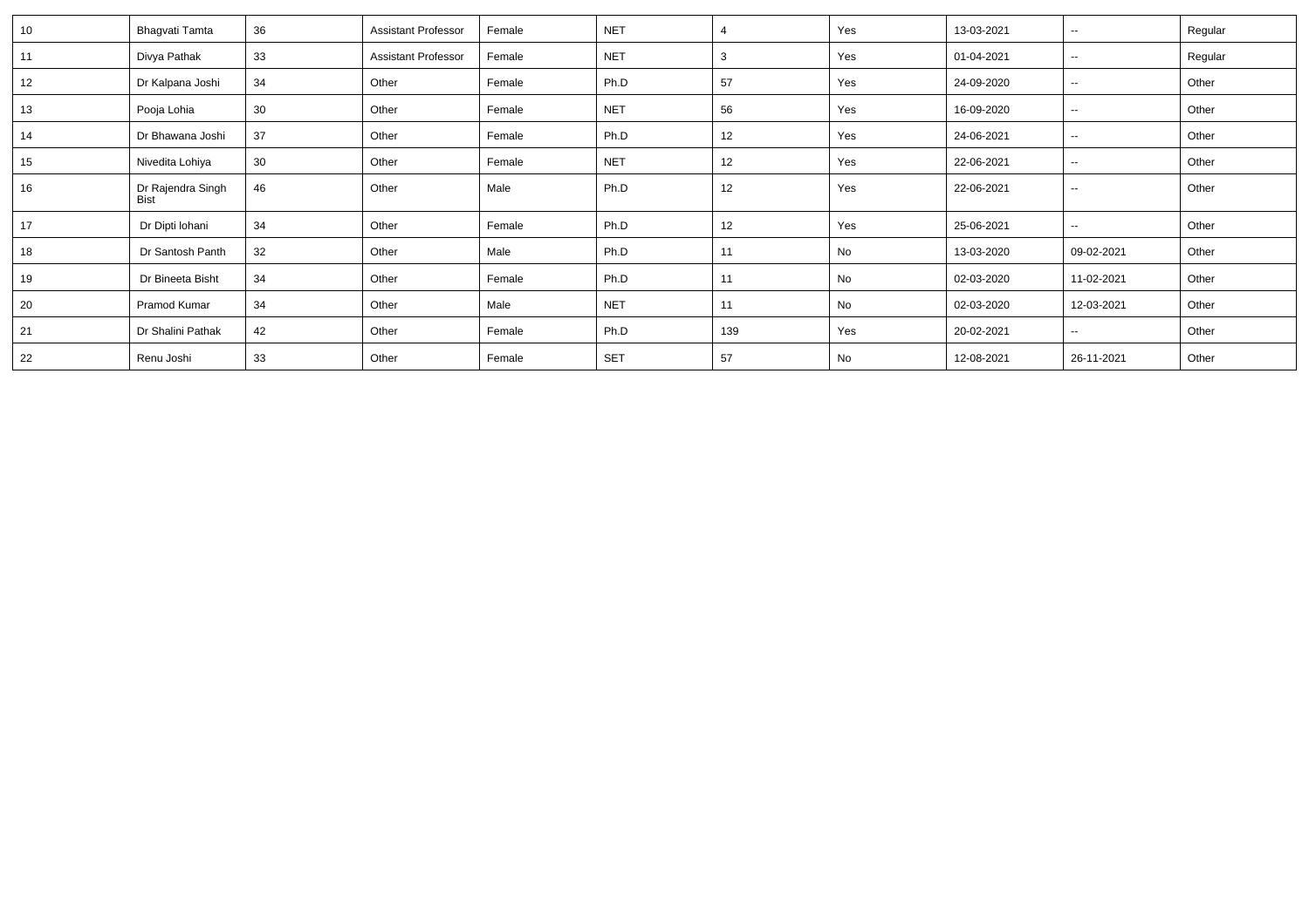| | | | | | | | | | | |
|---|---|---|---|---|---|---|---|---|---|---|
| 10 | Bhagvati Tamta | 36 | Assistant Professor | Female | NET | 4 | Yes | 13-03-2021 | -- | Regular |
| 11 | Divya Pathak | 33 | Assistant Professor | Female | NET | 3 | Yes | 01-04-2021 | -- | Regular |
| 12 | Dr Kalpana Joshi | 34 | Other | Female | Ph.D | 57 | Yes | 24-09-2020 | -- | Other |
| 13 | Pooja Lohia | 30 | Other | Female | NET | 56 | Yes | 16-09-2020 | -- | Other |
| 14 | Dr Bhawana Joshi | 37 | Other | Female | Ph.D | 12 | Yes | 24-06-2021 | -- | Other |
| 15 | Nivedita Lohiya | 30 | Other | Female | NET | 12 | Yes | 22-06-2021 | -- | Other |
| 16 | Dr Rajendra Singh Bist | 46 | Other | Male | Ph.D | 12 | Yes | 22-06-2021 | -- | Other |
| 17 | Dr Dipti lohani | 34 | Other | Female | Ph.D | 12 | Yes | 25-06-2021 | -- | Other |
| 18 | Dr Santosh Panth | 32 | Other | Male | Ph.D | 11 | No | 13-03-2020 | 09-02-2021 | Other |
| 19 | Dr Bineeta Bisht | 34 | Other | Female | Ph.D | 11 | No | 02-03-2020 | 11-02-2021 | Other |
| 20 | Pramod Kumar | 34 | Other | Male | NET | 11 | No | 02-03-2020 | 12-03-2021 | Other |
| 21 | Dr Shalini Pathak | 42 | Other | Female | Ph.D | 139 | Yes | 20-02-2021 | -- | Other |
| 22 | Renu Joshi | 33 | Other | Female | SET | 57 | No | 12-08-2021 | 26-11-2021 | Other |